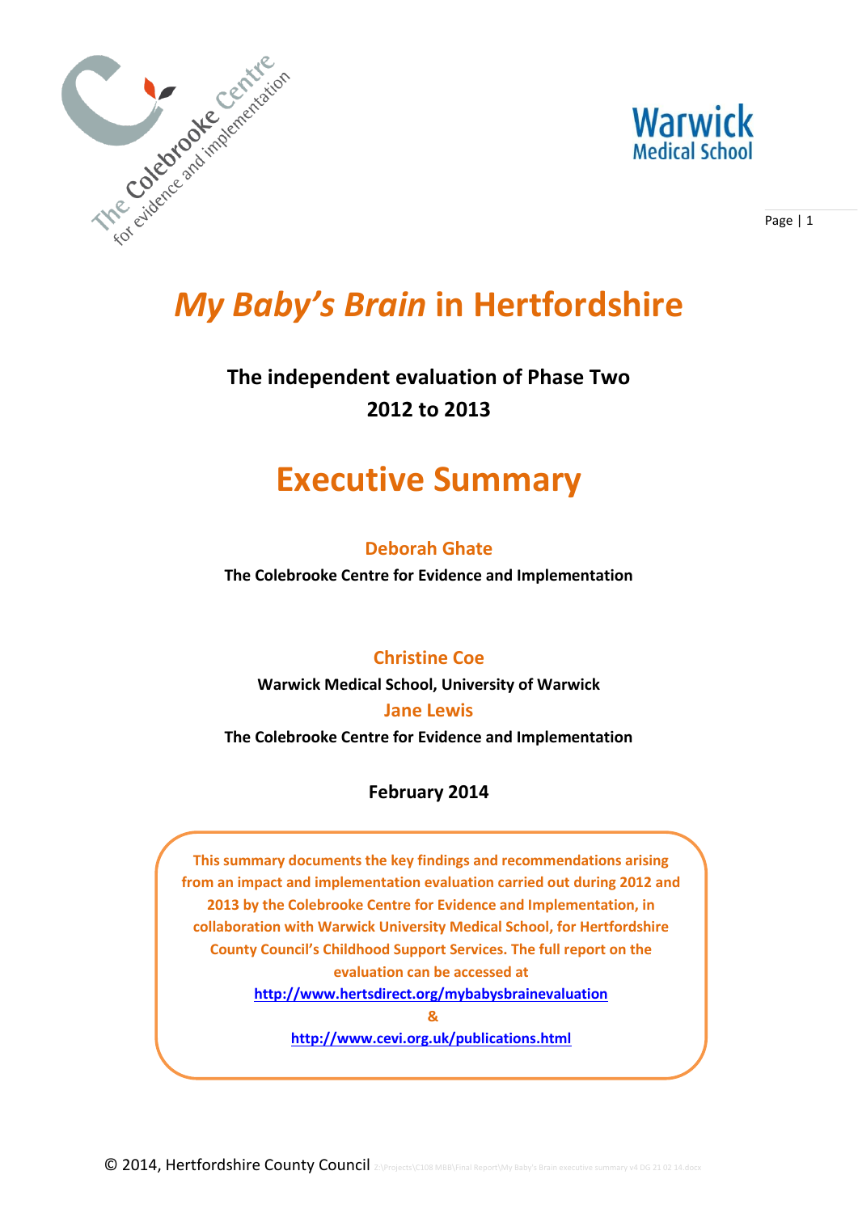# *My Baby's Brain* in Hertfordshire

## The independent evaluation of Phase Two 2012 to 2013

# Executive Summary

**Deborah Ghate**

**The Colebrooke Centre for Evidence and Implementation**

**Christine Coe**

**Warwick Medical School, University of Warwick**

**Jane Lewis**

**The Colebrooke Centre for Evidence and Implementation**

**February 2014**

**This summary documents the key findings and recommendations arising from an impact and implementation evaluation carried out during 2012 and 2013 by the Colebrooke Centre for Evidence and Implementation, in collaboration with Warwick University Medical School, for Hertfordshire County Council's Childhood Support Services. The full report on the evaluation can be accessed at**

**http://www.hertsdirect.org/mybabysbrainevaluation**

**&**

**http://www.cevi.org.uk/publications.html**

© 2014, Hertfordshire County Council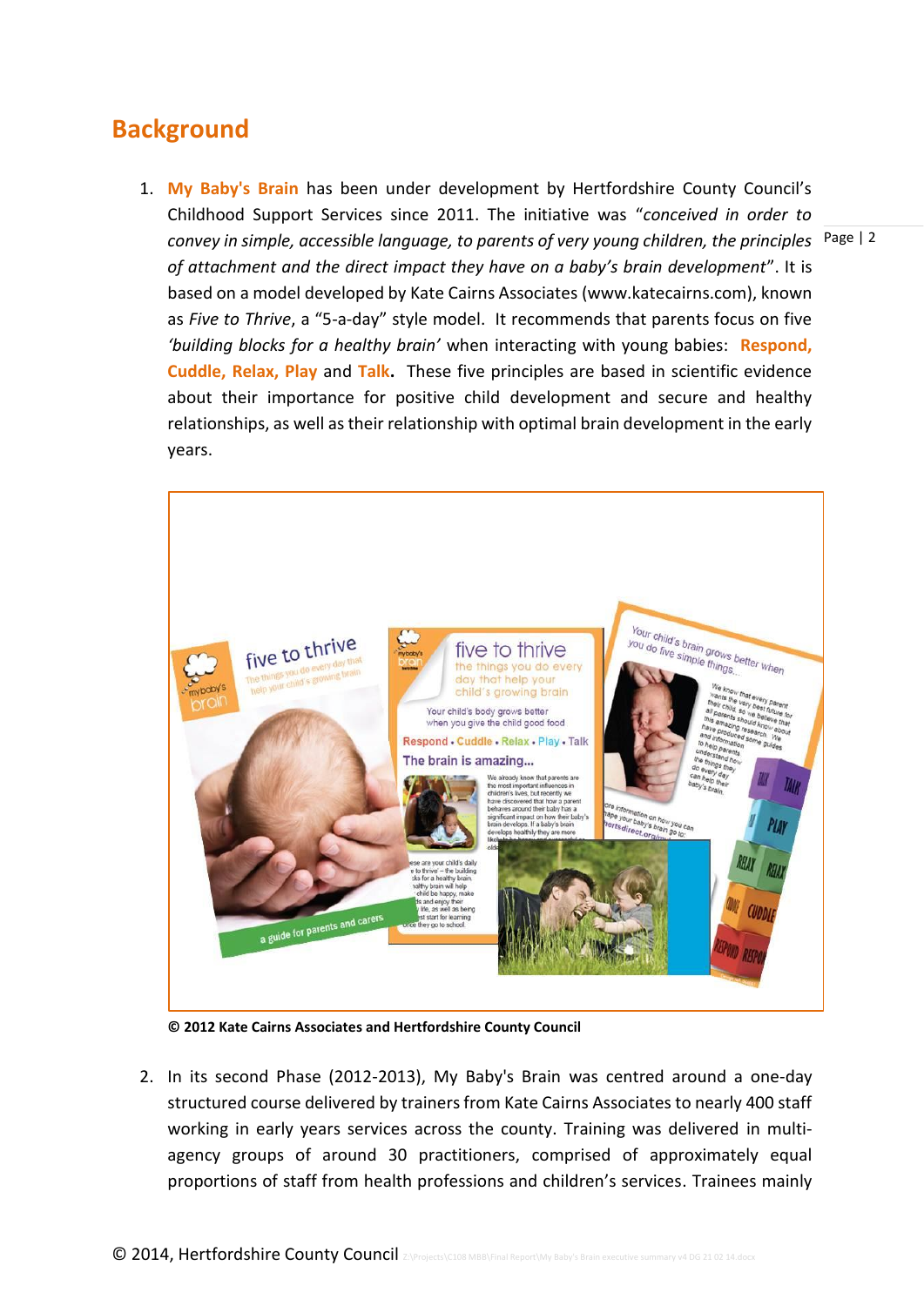## Background

1. **My Baby's Brain** has been under development by Hertfordshire County Council's Childhood Support Services since 2011. The initiative was "*conceived in order to convey in simple, accessible language, to parents of very young children, the principles of attachment and the direct impact they have on a baby's brain development*". It is based on a model developed by Kate Cairns Associates (www.katecairns.com), known as *Five to Thrive*, a "5-a-day" style model. It recommends that parents focus on five *'building blocks for a healthy brain'* when interacting with young babies: **Respond, Cuddle, Relax, Play** and **Talk.** These five principles are based in scientific evidence about their importance for positive child development and secure and healthy relationships, as well as their relationship with optimal brain development in the early years.

**© 2012 Kate Cairns Associates and Hertfordshire County Council**

2. In its second Phase (2012-2013), My Baby's Brain was centred around a one-day structured course delivered by trainers from Kate Cairns Associates to nearly 400 staff working in early years services across the county. Training was delivered in multi-agency groups of around 30 practitioners, comprised of approximately equal proportions of staff from health professions and children's services. Trainees mainly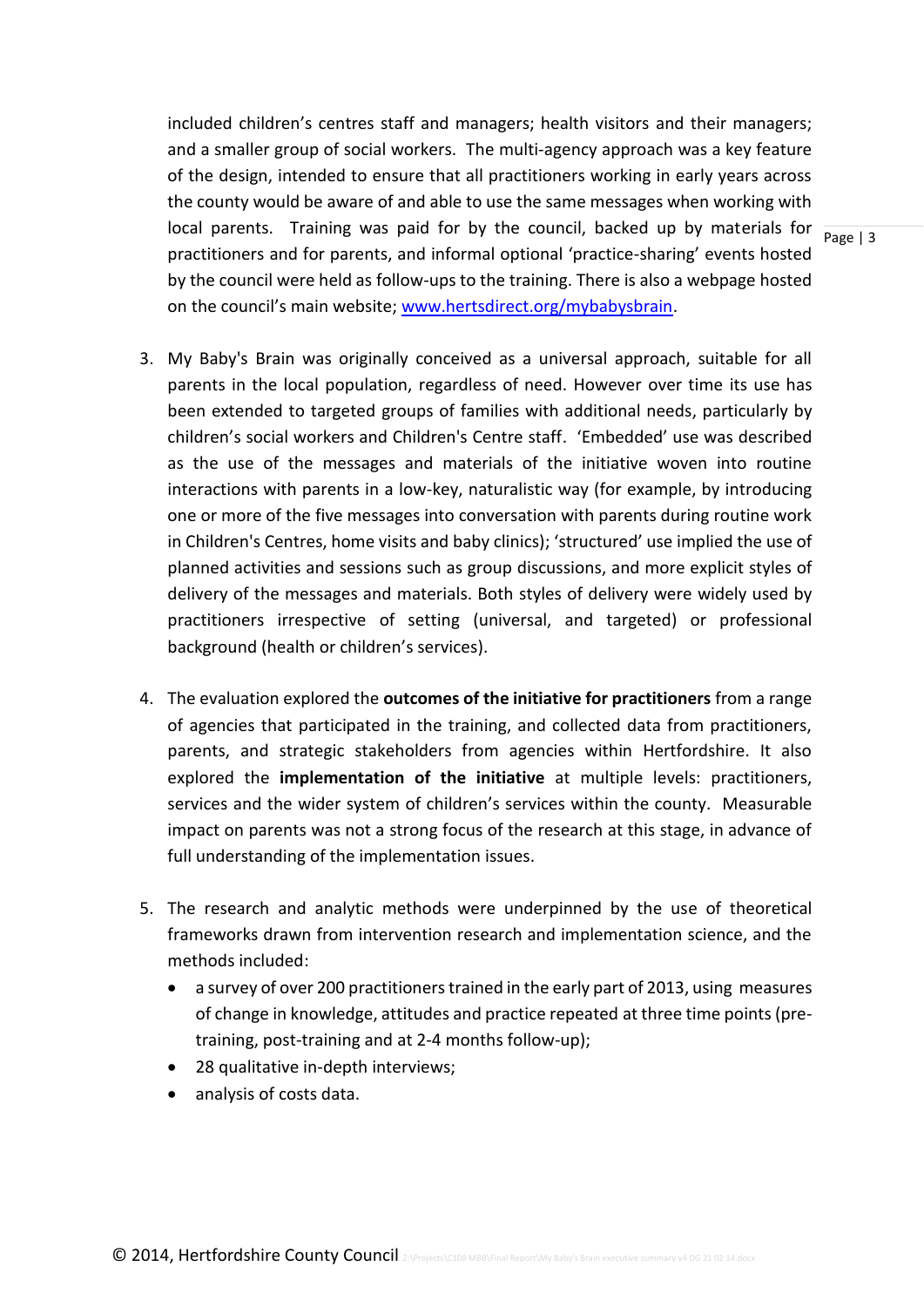included children's centres staff and managers; health visitors and their managers; and a smaller group of social workers. The multi-agency approach was a key feature of the design, intended to ensure that all practitioners working in early years across the county would be aware of and able to use the same messages when working with local parents. Training was paid for by the council, backed up by materials for practitioners and for parents, and informal optional 'practice-sharing' events hosted by the council were held as follow-ups to the training. There is also a webpage hosted on the council's main website; [www.hertsdirect.org/mybabysbrain](www.hertsdirect.org/mybabysbrain).

3. My Baby's Brain was originally conceived as a universal approach, suitable for all parents in the local population, regardless of need. However over time its use has been extended to targeted groups of families with additional needs, particularly by children's social workers and Children's Centre staff. 'Embedded' use was described as the use of the messages and materials of the initiative woven into routine interactions with parents in a low-key, naturalistic way (for example, by introducing one or more of the five messages into conversation with parents during routine work in Children's Centres, home visits and baby clinics); 'structured' use implied the use of planned activities and sessions such as group discussions, and more explicit styles of delivery of the messages and materials. Both styles of delivery were widely used by practitioners irrespective of setting (universal, and targeted) or professional background (health or children's services).

4. The evaluation explored the **outcomes of the initiative for practitioners** from a range of agencies that participated in the training, and collected data from practitioners, parents, and strategic stakeholders from agencies within Hertfordshire. It also explored the **implementation of the initiative** at multiple levels: practitioners, services and the wider system of children's services within the county. Measurable impact on parents was not a strong focus of the research at this stage, in advance of full understanding of the implementation issues.

5. The research and analytic methods were underpinned by the use of theoretical frameworks drawn from intervention research and implementation science, and the methods included:
   - a survey of over 200 practitioners trained in the early part of 2013, using measures of change in knowledge, attitudes and practice repeated at three time points (pre-training, post-training and at 2-4 months follow-up);
   - 28 qualitative in-depth interviews;
   - analysis of costs data.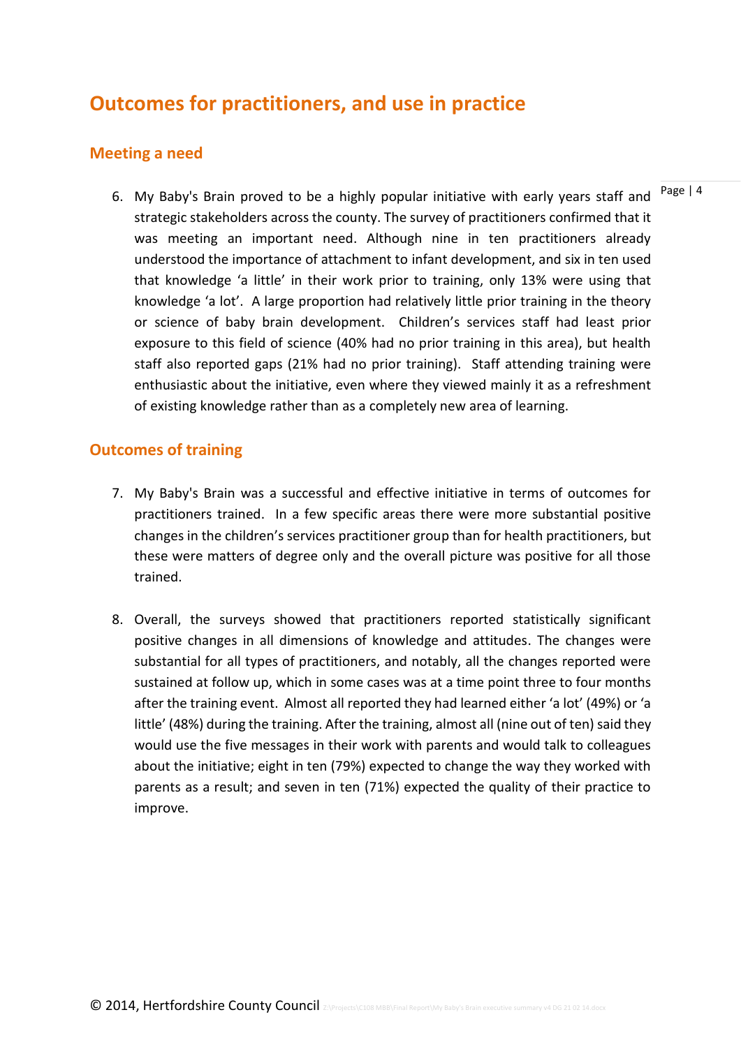# Outcomes for practitioners, and use in practice

## Meeting a need

6. My Baby's Brain proved to be a highly popular initiative with early years staff and strategic stakeholders across the county. The survey of practitioners confirmed that it was meeting an important need. Although nine in ten practitioners already understood the importance of attachment to infant development, and six in ten used that knowledge 'a little' in their work prior to training, only 13% were using that knowledge 'a lot'. A large proportion had relatively little prior training in the theory or science of baby brain development. Children's services staff had least prior exposure to this field of science (40% had no prior training in this area), but health staff also reported gaps (21% had no prior training). Staff attending training were enthusiastic about the initiative, even where they viewed mainly it as a refreshment of existing knowledge rather than as a completely new area of learning.

## Outcomes of training

7. My Baby's Brain was a successful and effective initiative in terms of outcomes for practitioners trained. In a few specific areas there were more substantial positive changes in the children's services practitioner group than for health practitioners, but these were matters of degree only and the overall picture was positive for all those trained.

8. Overall, the surveys showed that practitioners reported statistically significant positive changes in all dimensions of knowledge and attitudes. The changes were substantial for all types of practitioners, and notably, all the changes reported were sustained at follow up, which in some cases was at a time point three to four months after the training event. Almost all reported they had learned either 'a lot' (49%) or 'a little' (48%) during the training. After the training, almost all (nine out of ten) said they would use the five messages in their work with parents and would talk to colleagues about the initiative; eight in ten (79%) expected to change the way they worked with parents as a result; and seven in ten (71%) expected the quality of their practice to improve.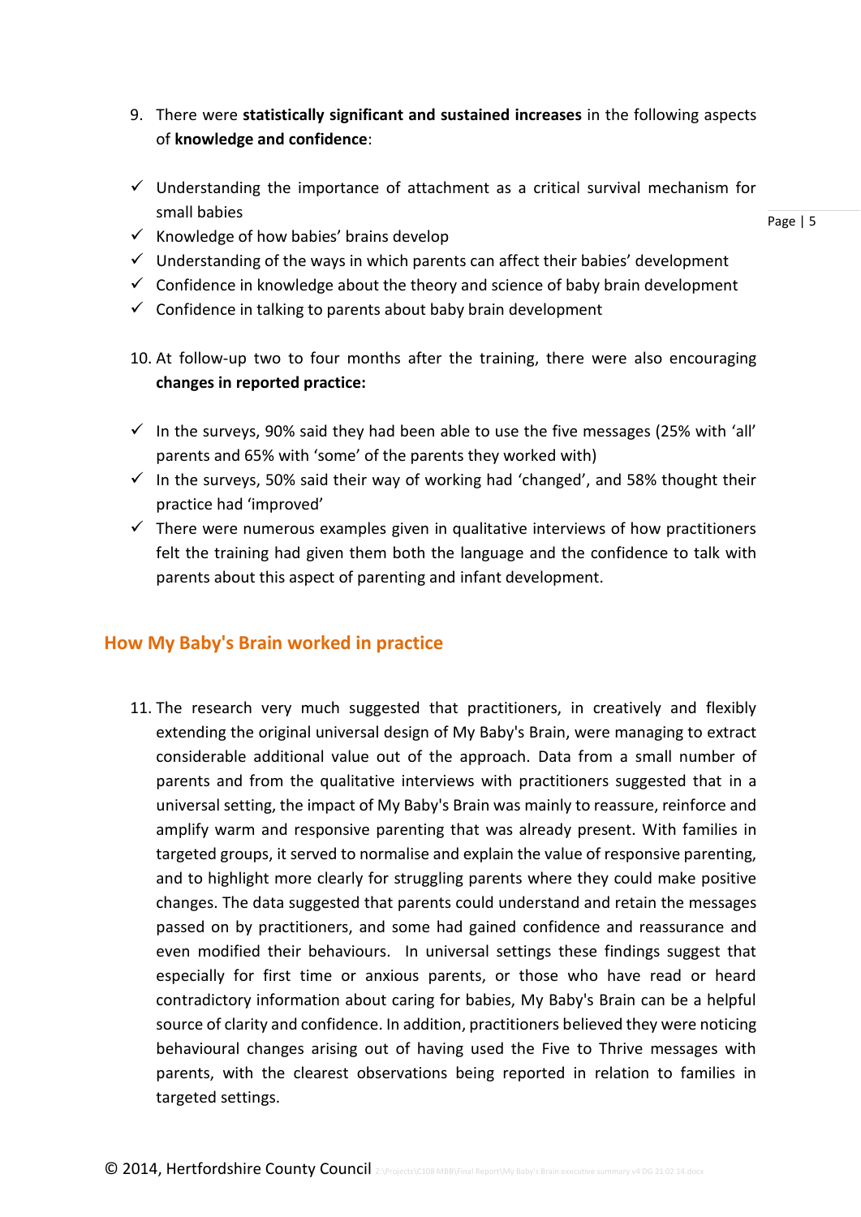9. There were **statistically significant and sustained increases** in the following aspects of **knowledge and confidence**:

- ✓ Understanding the importance of attachment as a critical survival mechanism for small babies
- ✓ Knowledge of how babies' brains develop
- ✓ Understanding of the ways in which parents can affect their babies' development
- ✓ Confidence in knowledge about the theory and science of baby brain development
- ✓ Confidence in talking to parents about baby brain development

10. At follow-up two to four months after the training, there were also encouraging **changes in reported practice:**

- ✓ In the surveys, 90% said they had been able to use the five messages (25% with 'all' parents and 65% with 'some' of the parents they worked with)
- ✓ In the surveys, 50% said their way of working had 'changed', and 58% thought their practice had 'improved'
- ✓ There were numerous examples given in qualitative interviews of how practitioners felt the training had given them both the language and the confidence to talk with parents about this aspect of parenting and infant development.

## How My Baby's Brain worked in practice

11. The research very much suggested that practitioners, in creatively and flexibly extending the original universal design of My Baby's Brain, were managing to extract considerable additional value out of the approach. Data from a small number of parents and from the qualitative interviews with practitioners suggested that in a universal setting, the impact of My Baby's Brain was mainly to reassure, reinforce and amplify warm and responsive parenting that was already present. With families in targeted groups, it served to normalise and explain the value of responsive parenting, and to highlight more clearly for struggling parents where they could make positive changes. The data suggested that parents could understand and retain the messages passed on by practitioners, and some had gained confidence and reassurance and even modified their behaviours. In universal settings these findings suggest that especially for first time or anxious parents, or those who have read or heard contradictory information about caring for babies, My Baby's Brain can be a helpful source of clarity and confidence. In addition, practitioners believed they were noticing behavioural changes arising out of having used the Five to Thrive messages with parents, with the clearest observations being reported in relation to families in targeted settings.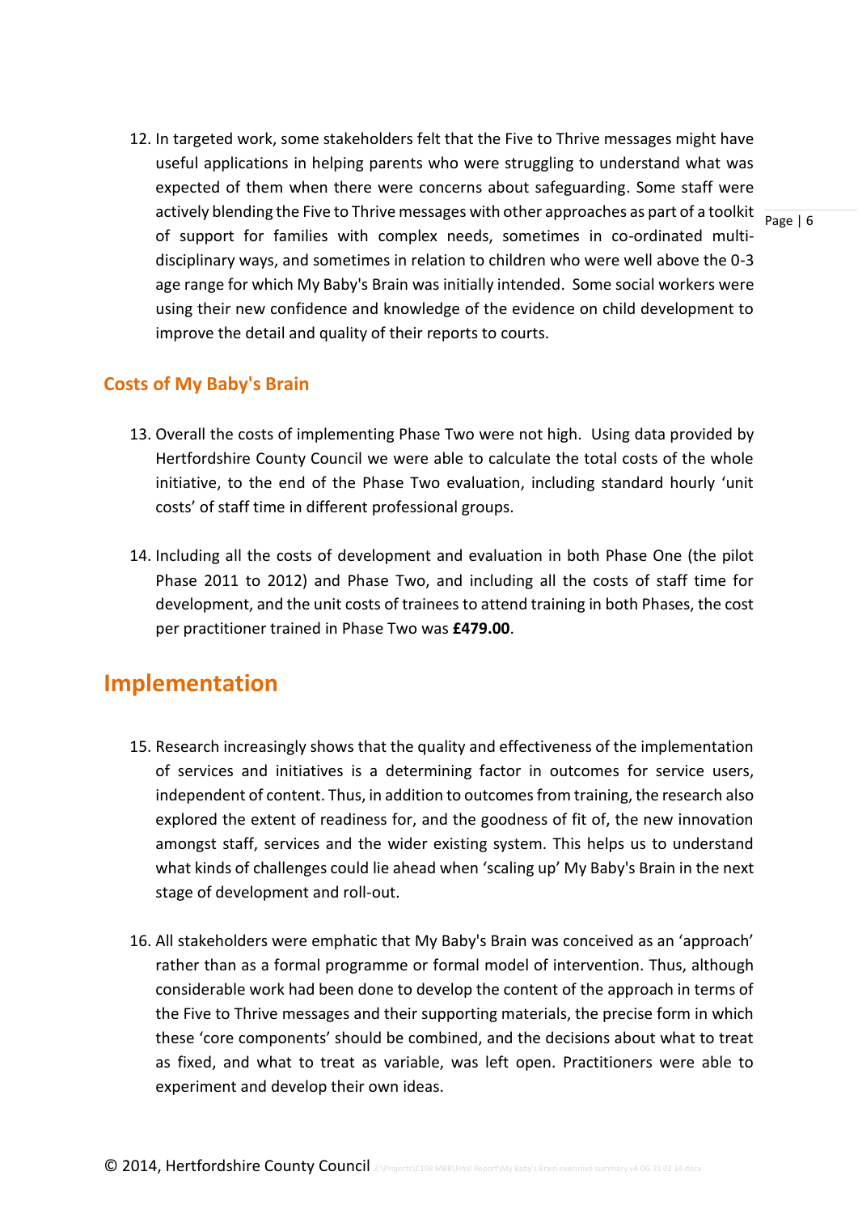12. In targeted work, some stakeholders felt that the Five to Thrive messages might have useful applications in helping parents who were struggling to understand what was expected of them when there were concerns about safeguarding. Some staff were actively blending the Five to Thrive messages with other approaches as part of a toolkit of support for families with complex needs, sometimes in co-ordinated multi-disciplinary ways, and sometimes in relation to children who were well above the 0-3 age range for which My Baby's Brain was initially intended. Some social workers were using their new confidence and knowledge of the evidence on child development to improve the detail and quality of their reports to courts.

## Costs of My Baby's Brain

13. Overall the costs of implementing Phase Two were not high. Using data provided by Hertfordshire County Council we were able to calculate the total costs of the whole initiative, to the end of the Phase Two evaluation, including standard hourly 'unit costs' of staff time in different professional groups.

14. Including all the costs of development and evaluation in both Phase One (the pilot Phase 2011 to 2012) and Phase Two, and including all the costs of staff time for development, and the unit costs of trainees to attend training in both Phases, the cost per practitioner trained in Phase Two was **£479.00**.

# Implementation

15. Research increasingly shows that the quality and effectiveness of the implementation of services and initiatives is a determining factor in outcomes for service users, independent of content. Thus, in addition to outcomes from training, the research also explored the extent of readiness for, and the goodness of fit of, the new innovation amongst staff, services and the wider existing system. This helps us to understand what kinds of challenges could lie ahead when 'scaling up' My Baby's Brain in the next stage of development and roll-out.

16. All stakeholders were emphatic that My Baby's Brain was conceived as an 'approach' rather than as a formal programme or formal model of intervention. Thus, although considerable work had been done to develop the content of the approach in terms of the Five to Thrive messages and their supporting materials, the precise form in which these 'core components' should be combined, and the decisions about what to treat as fixed, and what to treat as variable, was left open. Practitioners were able to experiment and develop their own ideas.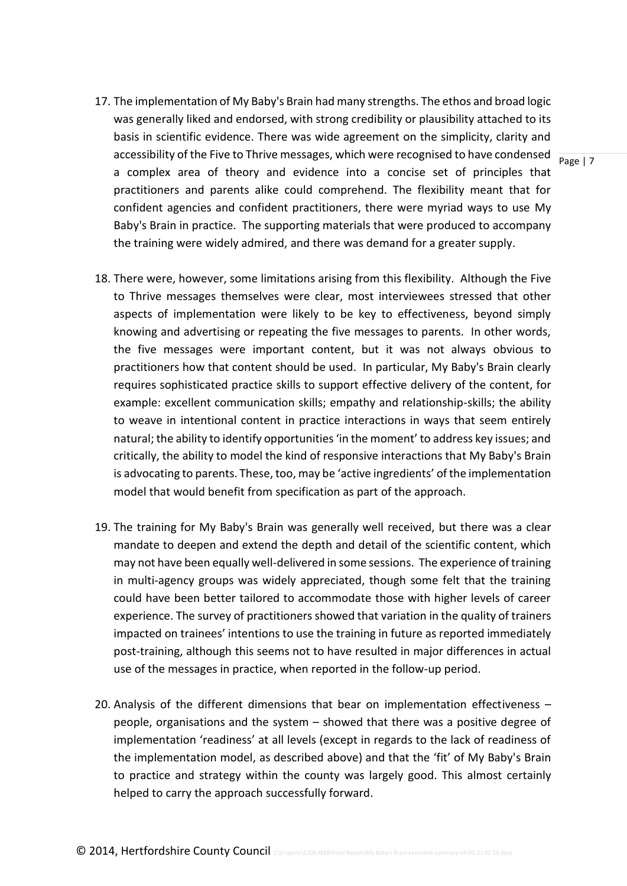17. The implementation of My Baby's Brain had many strengths. The ethos and broad logic was generally liked and endorsed, with strong credibility or plausibility attached to its basis in scientific evidence. There was wide agreement on the simplicity, clarity and accessibility of the Five to Thrive messages, which were recognised to have condensed a complex area of theory and evidence into a concise set of principles that practitioners and parents alike could comprehend. The flexibility meant that for confident agencies and confident practitioners, there were myriad ways to use My Baby's Brain in practice. The supporting materials that were produced to accompany the training were widely admired, and there was demand for a greater supply.

18. There were, however, some limitations arising from this flexibility. Although the Five to Thrive messages themselves were clear, most interviewees stressed that other aspects of implementation were likely to be key to effectiveness, beyond simply knowing and advertising or repeating the five messages to parents. In other words, the five messages were important content, but it was not always obvious to practitioners how that content should be used. In particular, My Baby's Brain clearly requires sophisticated practice skills to support effective delivery of the content, for example: excellent communication skills; empathy and relationship-skills; the ability to weave in intentional content in practice interactions in ways that seem entirely natural; the ability to identify opportunities 'in the moment' to address key issues; and critically, the ability to model the kind of responsive interactions that My Baby's Brain is advocating to parents. These, too, may be 'active ingredients' of the implementation model that would benefit from specification as part of the approach.

19. The training for My Baby's Brain was generally well received, but there was a clear mandate to deepen and extend the depth and detail of the scientific content, which may not have been equally well-delivered in some sessions. The experience of training in multi-agency groups was widely appreciated, though some felt that the training could have been better tailored to accommodate those with higher levels of career experience. The survey of practitioners showed that variation in the quality of trainers impacted on trainees' intentions to use the training in future as reported immediately post-training, although this seems not to have resulted in major differences in actual use of the messages in practice, when reported in the follow-up period.

20. Analysis of the different dimensions that bear on implementation effectiveness – people, organisations and the system – showed that there was a positive degree of implementation 'readiness' at all levels (except in regards to the lack of readiness of the implementation model, as described above) and that the 'fit' of My Baby's Brain to practice and strategy within the county was largely good. This almost certainly helped to carry the approach successfully forward.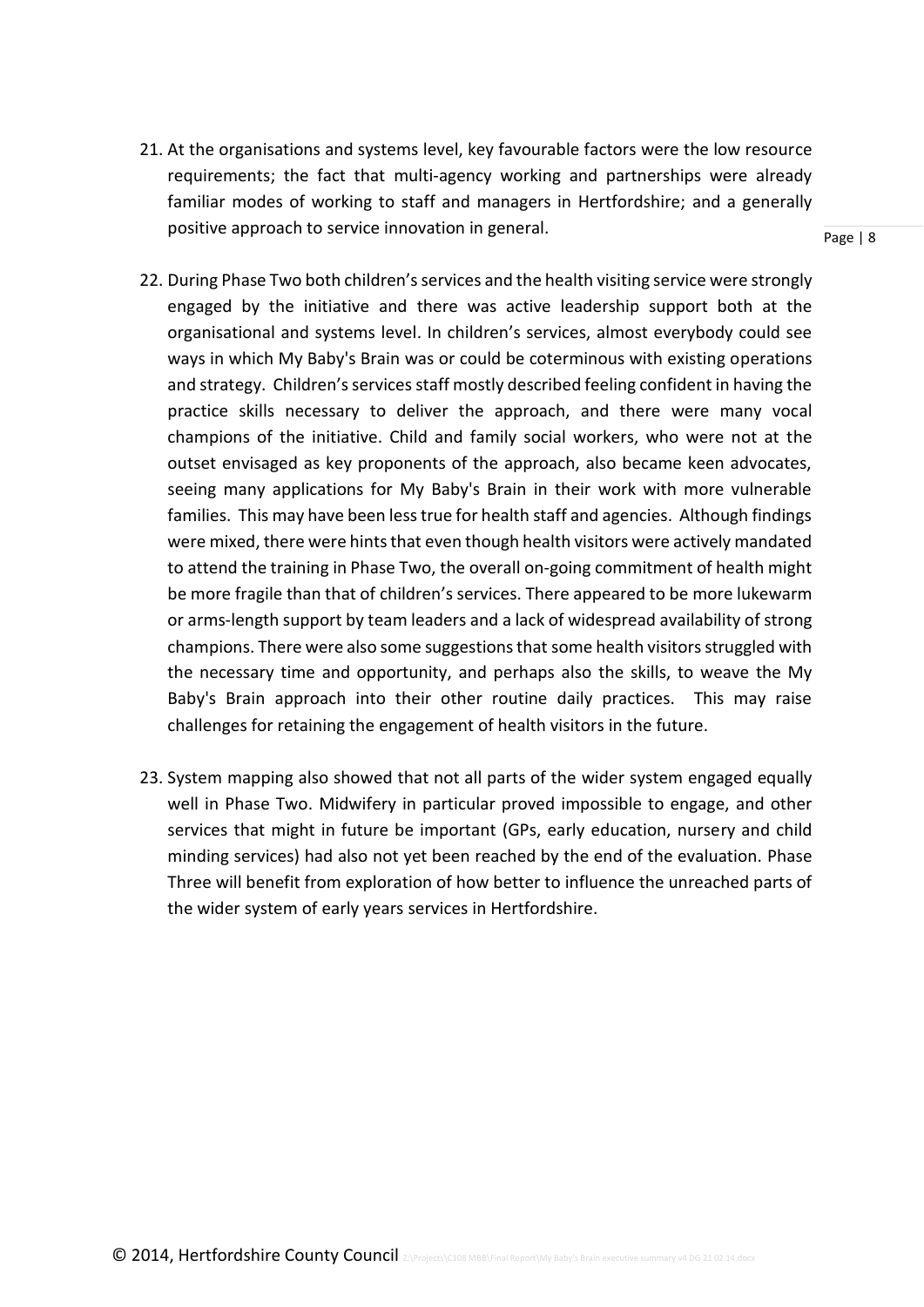21. At the organisations and systems level, key favourable factors were the low resource requirements; the fact that multi-agency working and partnerships were already familiar modes of working to staff and managers in Hertfordshire; and a generally positive approach to service innovation in general.

22. During Phase Two both children's services and the health visiting service were strongly engaged by the initiative and there was active leadership support both at the organisational and systems level. In children's services, almost everybody could see ways in which My Baby's Brain was or could be coterminous with existing operations and strategy. Children's services staff mostly described feeling confident in having the practice skills necessary to deliver the approach, and there were many vocal champions of the initiative. Child and family social workers, who were not at the outset envisaged as key proponents of the approach, also became keen advocates, seeing many applications for My Baby's Brain in their work with more vulnerable families. This may have been less true for health staff and agencies. Although findings were mixed, there were hints that even though health visitors were actively mandated to attend the training in Phase Two, the overall on-going commitment of health might be more fragile than that of children's services. There appeared to be more lukewarm or arms-length support by team leaders and a lack of widespread availability of strong champions. There were also some suggestions that some health visitors struggled with the necessary time and opportunity, and perhaps also the skills, to weave the My Baby's Brain approach into their other routine daily practices. This may raise challenges for retaining the engagement of health visitors in the future.

23. System mapping also showed that not all parts of the wider system engaged equally well in Phase Two. Midwifery in particular proved impossible to engage, and other services that might in future be important (GPs, early education, nursery and child minding services) had also not yet been reached by the end of the evaluation. Phase Three will benefit from exploration of how better to influence the unreached parts of the wider system of early years services in Hertfordshire.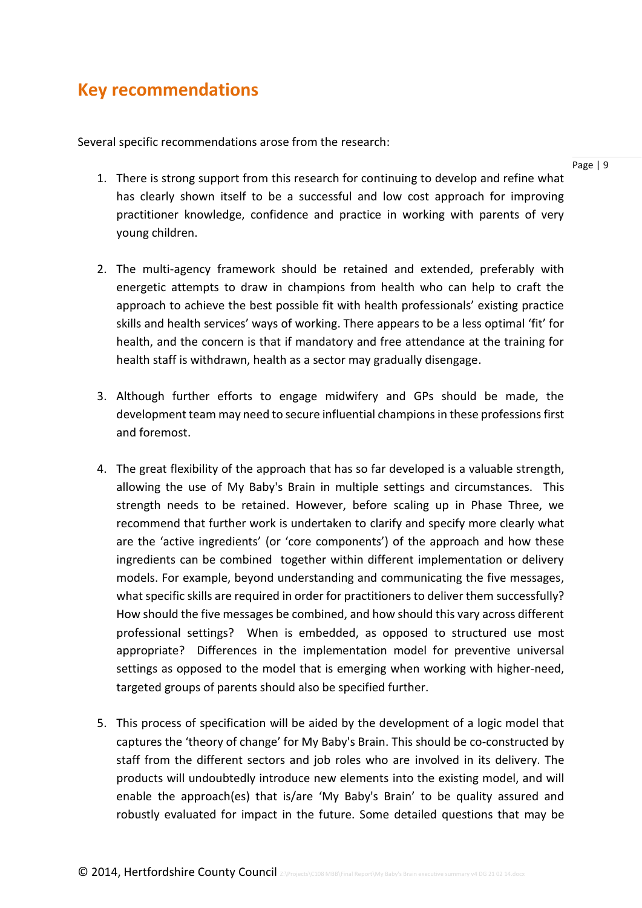## Key recommendations

Several specific recommendations arose from the research:

1. There is strong support from this research for continuing to develop and refine what has clearly shown itself to be a successful and low cost approach for improving practitioner knowledge, confidence and practice in working with parents of very young children.

2. The multi-agency framework should be retained and extended, preferably with energetic attempts to draw in champions from health who can help to craft the approach to achieve the best possible fit with health professionals' existing practice skills and health services' ways of working. There appears to be a less optimal 'fit' for health, and the concern is that if mandatory and free attendance at the training for health staff is withdrawn, health as a sector may gradually disengage.

3. Although further efforts to engage midwifery and GPs should be made, the development team may need to secure influential champions in these professions first and foremost.

4. The great flexibility of the approach that has so far developed is a valuable strength, allowing the use of My Baby's Brain in multiple settings and circumstances. This strength needs to be retained. However, before scaling up in Phase Three, we recommend that further work is undertaken to clarify and specify more clearly what are the 'active ingredients' (or 'core components') of the approach and how these ingredients can be combined together within different implementation or delivery models. For example, beyond understanding and communicating the five messages, what specific skills are required in order for practitioners to deliver them successfully? How should the five messages be combined, and how should this vary across different professional settings? When is embedded, as opposed to structured use most appropriate? Differences in the implementation model for preventive universal settings as opposed to the model that is emerging when working with higher-need, targeted groups of parents should also be specified further.

5. This process of specification will be aided by the development of a logic model that captures the 'theory of change' for My Baby's Brain. This should be co-constructed by staff from the different sectors and job roles who are involved in its delivery. The products will undoubtedly introduce new elements into the existing model, and will enable the approach(es) that is/are 'My Baby's Brain' to be quality assured and robustly evaluated for impact in the future. Some detailed questions that may be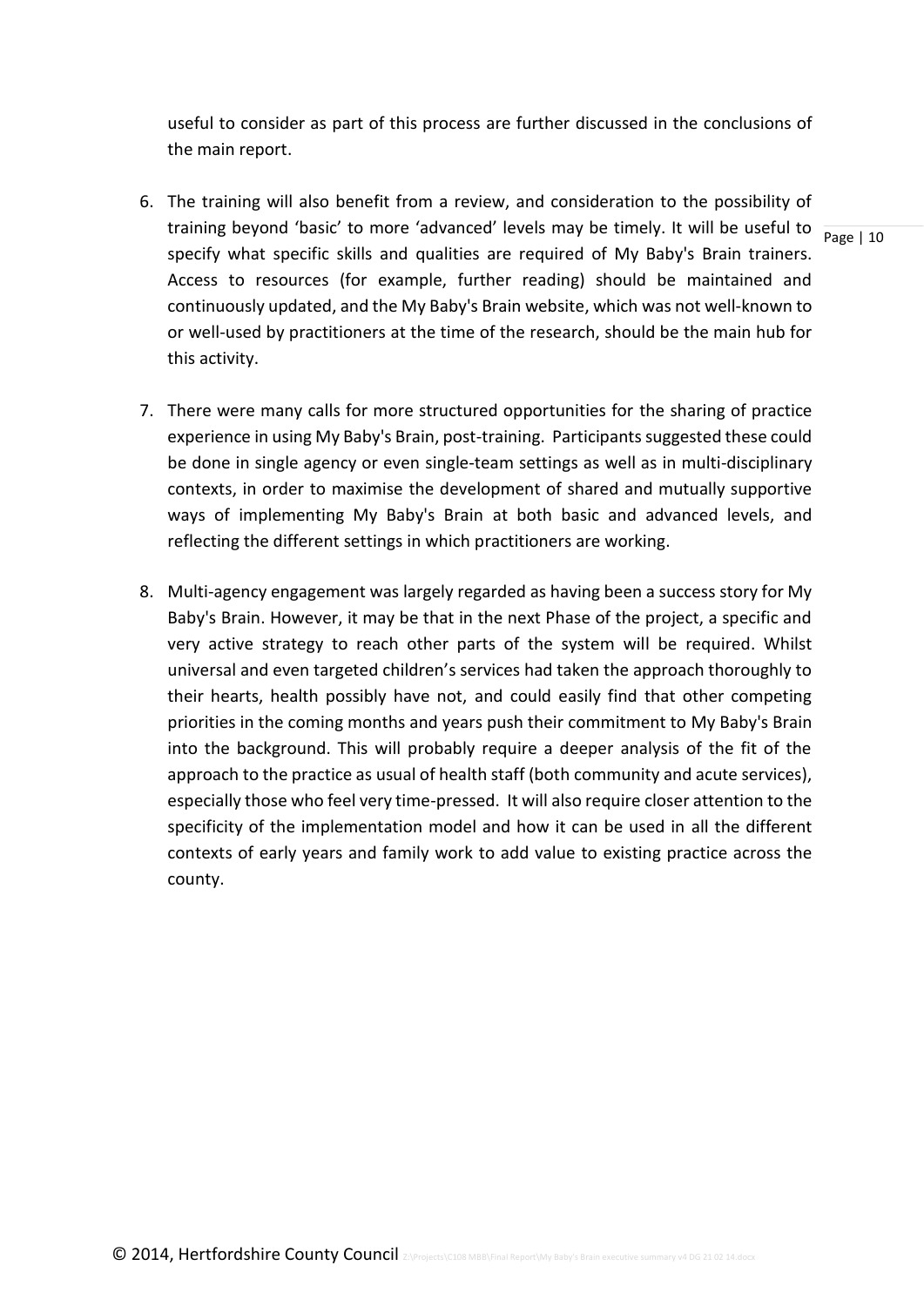useful to consider as part of this process are further discussed in the conclusions of the main report.

6. The training will also benefit from a review, and consideration to the possibility of training beyond 'basic' to more 'advanced' levels may be timely. It will be useful to specify what specific skills and qualities are required of My Baby's Brain trainers. Access to resources (for example, further reading) should be maintained and continuously updated, and the My Baby's Brain website, which was not well-known to or well-used by practitioners at the time of the research, should be the main hub for this activity.

7. There were many calls for more structured opportunities for the sharing of practice experience in using My Baby's Brain, post-training. Participants suggested these could be done in single agency or even single-team settings as well as in multi-disciplinary contexts, in order to maximise the development of shared and mutually supportive ways of implementing My Baby's Brain at both basic and advanced levels, and reflecting the different settings in which practitioners are working.

8. Multi-agency engagement was largely regarded as having been a success story for My Baby's Brain. However, it may be that in the next Phase of the project, a specific and very active strategy to reach other parts of the system will be required. Whilst universal and even targeted children's services had taken the approach thoroughly to their hearts, health possibly have not, and could easily find that other competing priorities in the coming months and years push their commitment to My Baby's Brain into the background. This will probably require a deeper analysis of the fit of the approach to the practice as usual of health staff (both community and acute services), especially those who feel very time-pressed. It will also require closer attention to the specificity of the implementation model and how it can be used in all the different contexts of early years and family work to add value to existing practice across the county.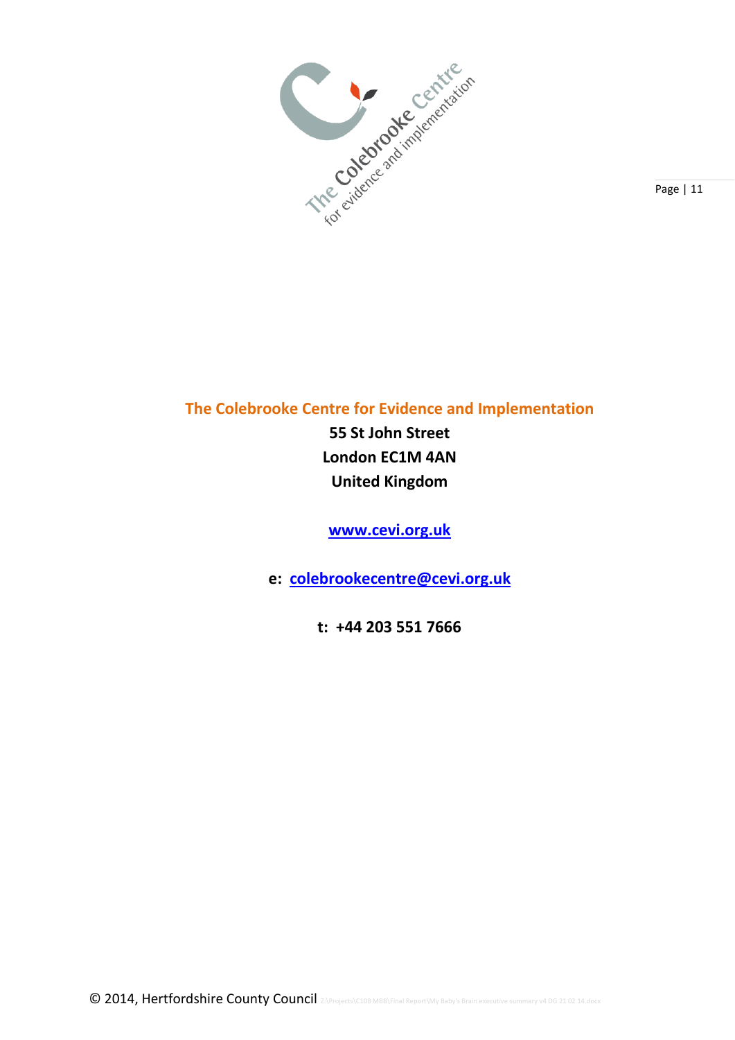**The Colebrooke Centre for Evidence and Implementation**

**55 St John Street**
**London EC1M 4AN**
**United Kingdom**

**www.cevi.org.uk**

**e: colebrookecentre@cevi.org.uk**

**t: +44 203 551 7666**

© 2014, Hertfordshire County Council Z:\Projects\C108 MBB\Final Report\My Baby's Brain executive summary v4 DG 21 02 14.docx